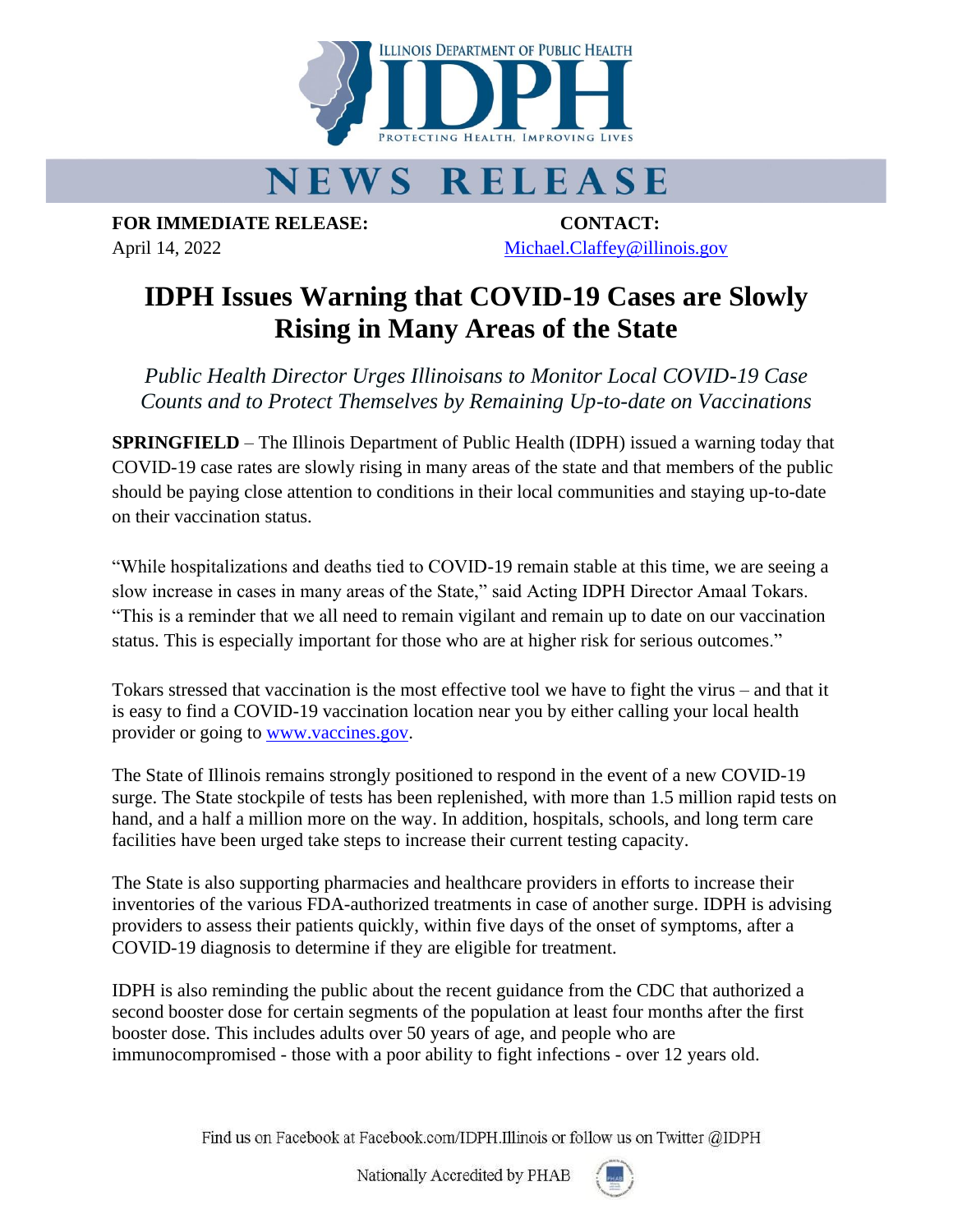ILLINOIS DEPARTMENT OF PUBLIC HEALTH

IDPH

PROTECTING HEALTH, IMPROVING LIVES

# NEWS RELEASE

**FOR IMMEDIATE RELEASE:**
April 14, 2022

**CONTACT:**
Michael.Claffey@illinois.gov

# IDPH Issues Warning that COVID-19 Cases are Slowly Rising in Many Areas of the State

*Public Health Director Urges Illinoisans to Monitor Local COVID-19 Case Counts and to Protect Themselves by Remaining Up-to-date on Vaccinations*

**SPRINGFIELD** – The Illinois Department of Public Health (IDPH) issued a warning today that COVID-19 case rates are slowly rising in many areas of the state and that members of the public should be paying close attention to conditions in their local communities and staying up-to-date on their vaccination status.

"While hospitalizations and deaths tied to COVID-19 remain stable at this time, we are seeing a slow increase in cases in many areas of the State," said Acting IDPH Director Amaal Tokars. "This is a reminder that we all need to remain vigilant and remain up to date on our vaccination status. This is especially important for those who are at higher risk for serious outcomes."

Tokars stressed that vaccination is the most effective tool we have to fight the virus – and that it is easy to find a COVID-19 vaccination location near you by either calling your local health provider or going to www.vaccines.gov.

The State of Illinois remains strongly positioned to respond in the event of a new COVID-19 surge. The State stockpile of tests has been replenished, with more than 1.5 million rapid tests on hand, and a half a million more on the way. In addition, hospitals, schools, and long term care facilities have been urged take steps to increase their current testing capacity.

The State is also supporting pharmacies and healthcare providers in efforts to increase their inventories of the various FDA-authorized treatments in case of another surge. IDPH is advising providers to assess their patients quickly, within five days of the onset of symptoms, after a COVID-19 diagnosis to determine if they are eligible for treatment.

IDPH is also reminding the public about the recent guidance from the CDC that authorized a second booster dose for certain segments of the population at least four months after the first booster dose. This includes adults over 50 years of age, and people who are immunocompromised - those with a poor ability to fight infections - over 12 years old.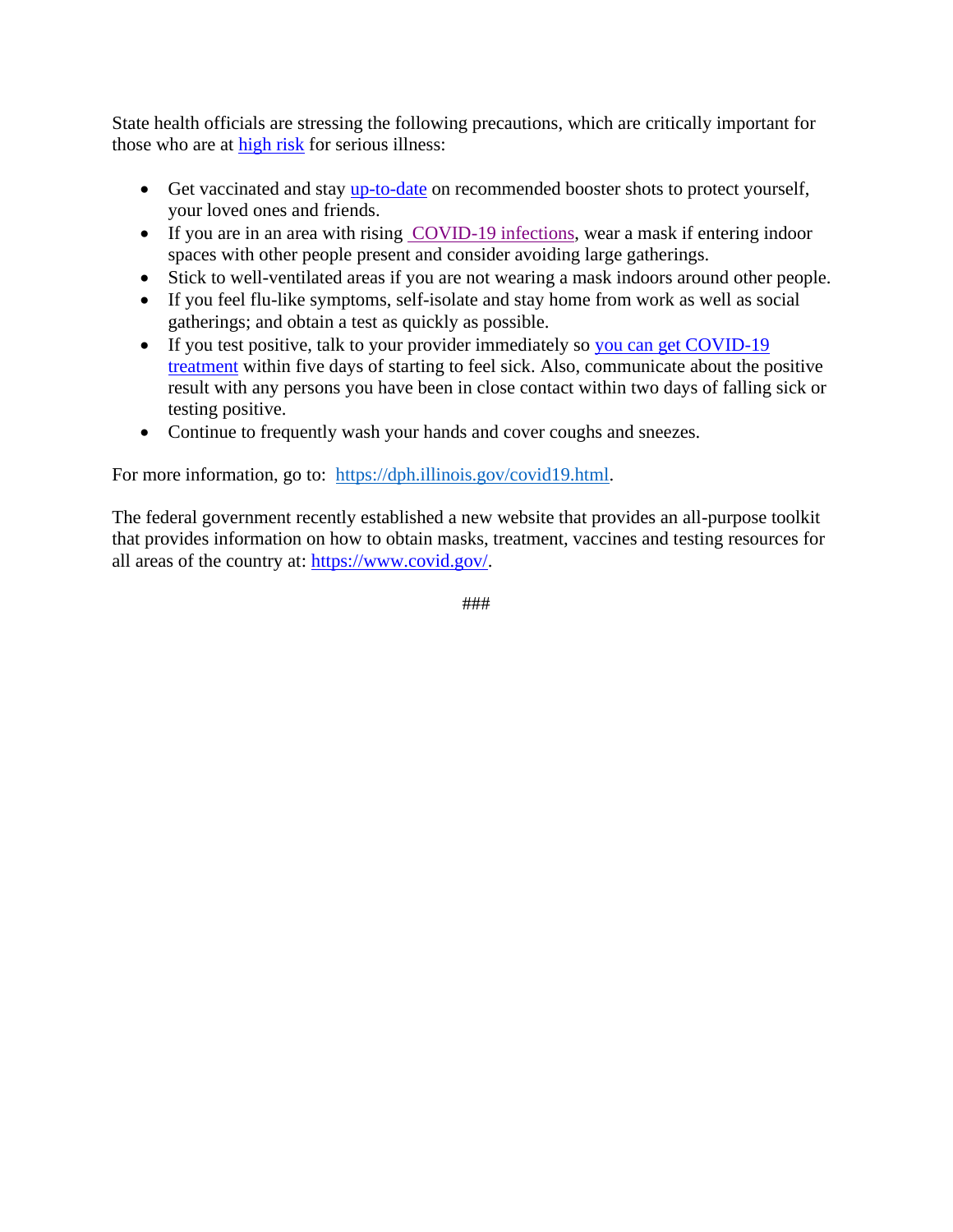State health officials are stressing the following precautions, which are critically important for those who are at high risk for serious illness:

- Get vaccinated and stay up-to-date on recommended booster shots to protect yourself, your loved ones and friends.
- If you are in an area with rising COVID-19 infections, wear a mask if entering indoor spaces with other people present and consider avoiding large gatherings.
- Stick to well-ventilated areas if you are not wearing a mask indoors around other people.
- If you feel flu-like symptoms, self-isolate and stay home from work as well as social gatherings; and obtain a test as quickly as possible.
- If you test positive, talk to your provider immediately so you can get COVID-19 treatment within five days of starting to feel sick. Also, communicate about the positive result with any persons you have been in close contact within two days of falling sick or testing positive.
- Continue to frequently wash your hands and cover coughs and sneezes.

For more information, go to: https://dph.illinois.gov/covid19.html.

The federal government recently established a new website that provides an all-purpose toolkit that provides information on how to obtain masks, treatment, vaccines and testing resources for all areas of the country at: https://www.covid.gov/.

###